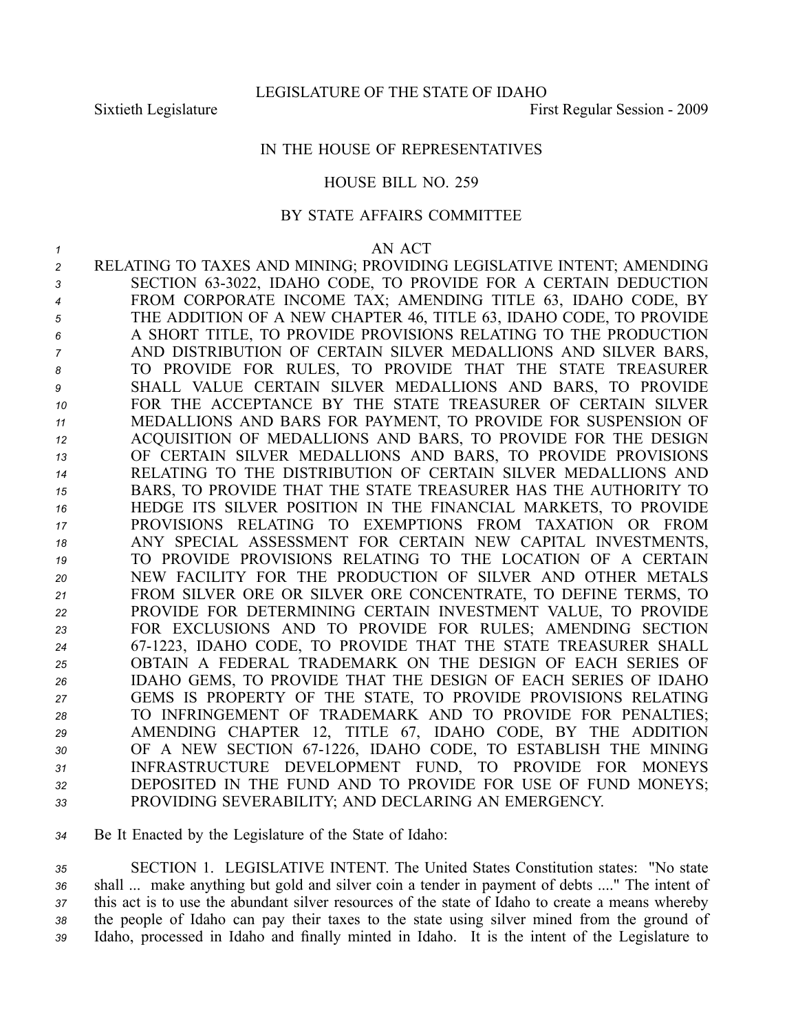LEGISLATURE OF THE STATE OF IDAHO

Sixtieth Legislature First Regular Session - 2009

IN THE HOUSE OF REPRESENTATIVES

HOUSE BILL NO. 259

BY STATE AFFAIRS COMMITTEE

AN ACT

RELATING TO TAXES AND MINING; PROVIDING LEGISLATIVE INTENT; AMENDING SECTION 63-3022, IDAHO CODE, TO PROVIDE FOR A CERTAIN DEDUCTION FROM CORPORATE INCOME TAX; AMENDING TITLE 63, IDAHO CODE, BY THE ADDITION OF A NEW CHAPTER 46, TITLE 63, IDAHO CODE, TO PROVIDE A SHORT TITLE, TO PROVIDE PROVISIONS RELATING TO THE PRODUCTION AND DISTRIBUTION OF CERTAIN SILVER MEDALLIONS AND SILVER BARS, TO PROVIDE FOR RULES, TO PROVIDE THAT THE STATE TREASURER SHALL VALUE CERTAIN SILVER MEDALLIONS AND BARS, TO PROVIDE FOR THE ACCEPTANCE BY THE STATE TREASURER OF CERTAIN SILVER MEDALLIONS AND BARS FOR PAYMENT, TO PROVIDE FOR SUSPENSION OF ACQUISITION OF MEDALLIONS AND BARS, TO PROVIDE FOR THE DESIGN OF CERTAIN SILVER MEDALLIONS AND BARS, TO PROVIDE PROVISIONS RELATING TO THE DISTRIBUTION OF CERTAIN SILVER MEDALLIONS AND BARS, TO PROVIDE THAT THE STATE TREASURER HAS THE AUTHORITY TO HEDGE ITS SILVER POSITION IN THE FINANCIAL MARKETS, TO PROVIDE PROVISIONS RELATING TO EXEMPTIONS FROM TAXATION OR FROM ANY SPECIAL ASSESSMENT FOR CERTAIN NEW CAPITAL INVESTMENTS, TO PROVIDE PROVISIONS RELATING TO THE LOCATION OF A CERTAIN NEW FACILITY FOR THE PRODUCTION OF SILVER AND OTHER METALS FROM SILVER ORE OR SILVER ORE CONCENTRATE, TO DEFINE TERMS, TO PROVIDE FOR DETERMINING CERTAIN INVESTMENT VALUE, TO PROVIDE FOR EXCLUSIONS AND TO PROVIDE FOR RULES; AMENDING SECTION 67-1223, IDAHO CODE, TO PROVIDE THAT THE STATE TREASURER SHALL OBTAIN A FEDERAL TRADEMARK ON THE DESIGN OF EACH SERIES OF IDAHO GEMS, TO PROVIDE THAT THE DESIGN OF EACH SERIES OF IDAHO GEMS IS PROPERTY OF THE STATE, TO PROVIDE PROVISIONS RELATING TO INFRINGEMENT OF TRADEMARK AND TO PROVIDE FOR PENALTIES; AMENDING CHAPTER 12, TITLE 67, IDAHO CODE, BY THE ADDITION OF A NEW SECTION 67-1226, IDAHO CODE, TO ESTABLISH THE MINING INFRASTRUCTURE DEVELOPMENT FUND, TO PROVIDE FOR MONEYS DEPOSITED IN THE FUND AND TO PROVIDE FOR USE OF FUND MONEYS; PROVIDING SEVERABILITY; AND DECLARING AN EMERGENCY.

Be It Enacted by the Legislature of the State of Idaho:

SECTION 1. LEGISLATIVE INTENT. The United States Constitution states: "No state shall ... make anything but gold and silver coin a tender in payment of debts ...." The intent of this act is to use the abundant silver resources of the state of Idaho to create a means whereby the people of Idaho can pay their taxes to the state using silver mined from the ground of Idaho, processed in Idaho and finally minted in Idaho. It is the intent of the Legislature to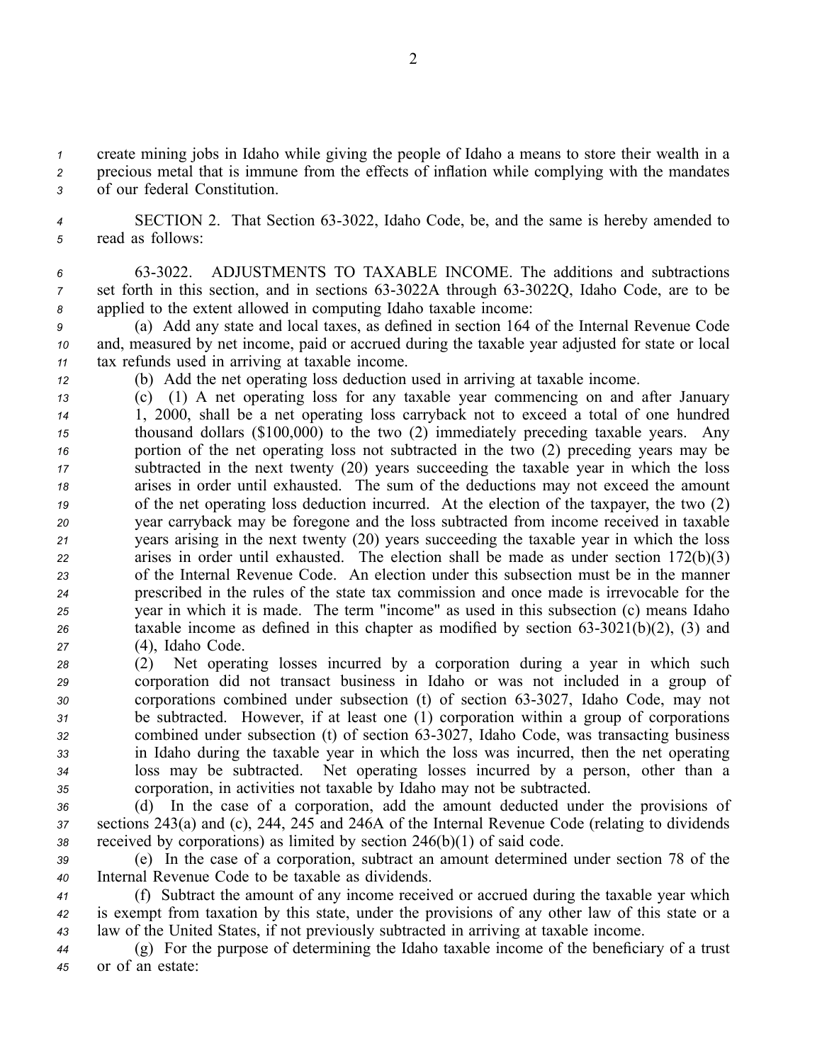create mining jobs in Idaho while giving the people of Idaho a means to store their wealth in a precious metal that is immune from the effects of inflation while complying with the mandates of our federal Constitution.

SECTION 2. That Section 63-3022, Idaho Code, be, and the same is hereby amended to read as follows:

63-3022. ADJUSTMENTS TO TAXABLE INCOME. The additions and subtractions set forth in this section, and in sections 63-3022A through 63-3022Q, Idaho Code, are to be applied to the extent allowed in computing Idaho taxable income:

(a) Add any state and local taxes, as defined in section 164 of the Internal Revenue Code and, measured by net income, paid or accrued during the taxable year adjusted for state or local tax refunds used in arriving at taxable income.

(b) Add the net operating loss deduction used in arriving at taxable income.

(c) (1) A net operating loss for any taxable year commencing on and after January 1, 2000, shall be a net operating loss carryback not to exceed a total of one hundred thousand dollars ($100,000) to the two (2) immediately preceding taxable years. Any portion of the net operating loss not subtracted in the two (2) preceding years may be subtracted in the next twenty (20) years succeeding the taxable year in which the loss arises in order until exhausted. The sum of the deductions may not exceed the amount of the net operating loss deduction incurred. At the election of the taxpayer, the two (2) year carryback may be foregone and the loss subtracted from income received in taxable years arising in the next twenty (20) years succeeding the taxable year in which the loss arises in order until exhausted. The election shall be made as under section 172(b)(3) of the Internal Revenue Code. An election under this subsection must be in the manner prescribed in the rules of the state tax commission and once made is irrevocable for the year in which it is made. The term "income" as used in this subsection (c) means Idaho taxable income as defined in this chapter as modified by section 63-3021(b)(2), (3) and (4), Idaho Code.

(2) Net operating losses incurred by a corporation during a year in which such corporation did not transact business in Idaho or was not included in a group of corporations combined under subsection (t) of section 63-3027, Idaho Code, may not be subtracted. However, if at least one (1) corporation within a group of corporations combined under subsection (t) of section 63-3027, Idaho Code, was transacting business in Idaho during the taxable year in which the loss was incurred, then the net operating loss may be subtracted. Net operating losses incurred by a person, other than a corporation, in activities not taxable by Idaho may not be subtracted.

(d) In the case of a corporation, add the amount deducted under the provisions of sections 243(a) and (c), 244, 245 and 246A of the Internal Revenue Code (relating to dividends received by corporations) as limited by section 246(b)(1) of said code.

(e) In the case of a corporation, subtract an amount determined under section 78 of the Internal Revenue Code to be taxable as dividends.

(f) Subtract the amount of any income received or accrued during the taxable year which is exempt from taxation by this state, under the provisions of any other law of this state or a law of the United States, if not previously subtracted in arriving at taxable income.

(g) For the purpose of determining the Idaho taxable income of the beneficiary of a trust or of an estate: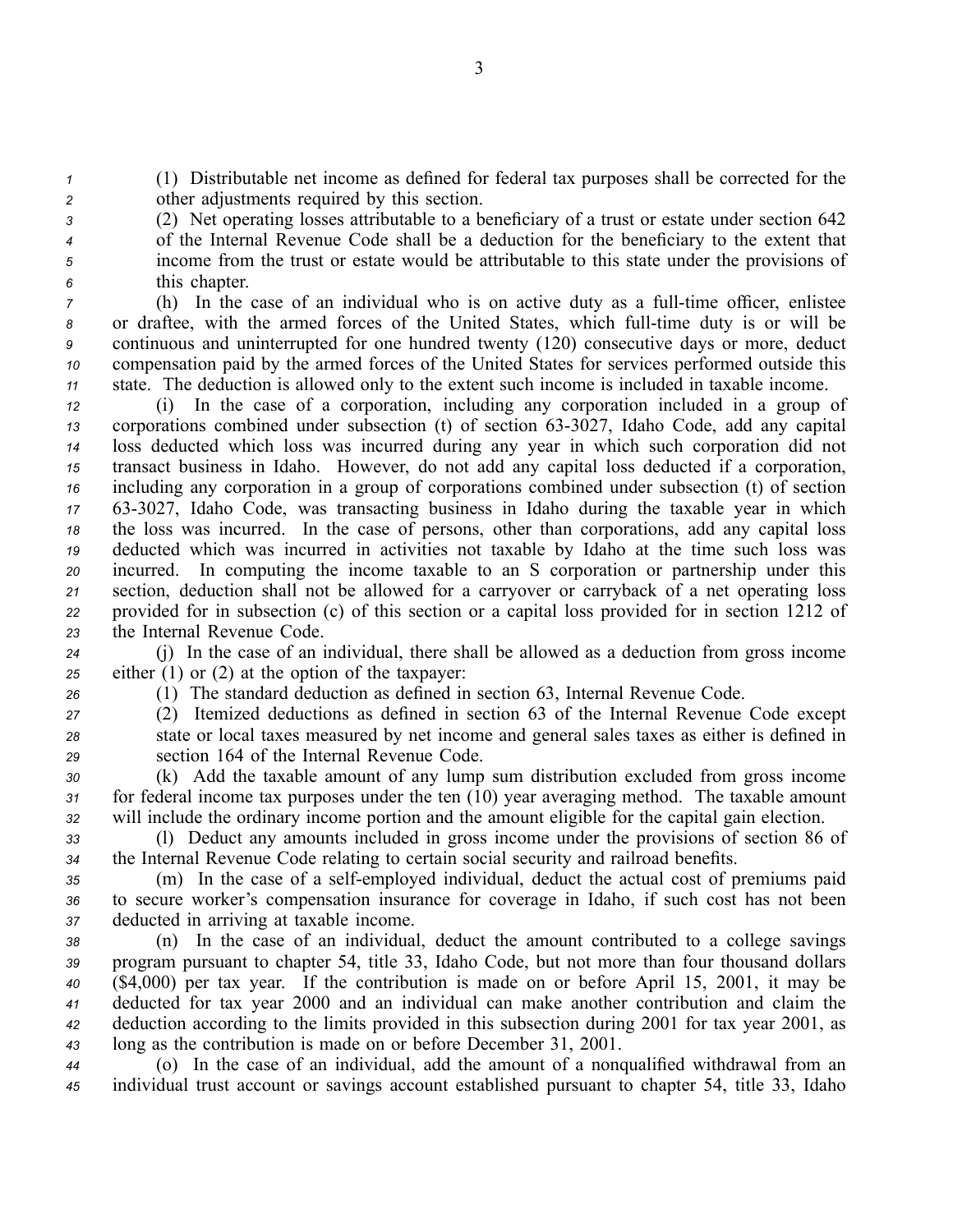(1) Distributable net income as defined for federal tax purposes shall be corrected for the other adjustments required by this section.

(2) Net operating losses attributable to a beneficiary of a trust or estate under section 642 of the Internal Revenue Code shall be a deduction for the beneficiary to the extent that income from the trust or estate would be attributable to this state under the provisions of this chapter.

(h) In the case of an individual who is on active duty as a full-time officer, enlistee or draftee, with the armed forces of the United States, which full-time duty is or will be continuous and uninterrupted for one hundred twenty (120) consecutive days or more, deduct compensation paid by the armed forces of the United States for services performed outside this state. The deduction is allowed only to the extent such income is included in taxable income.

(i) In the case of a corporation, including any corporation included in a group of corporations combined under subsection (t) of section 63-3027, Idaho Code, add any capital loss deducted which loss was incurred during any year in which such corporation did not transact business in Idaho. However, do not add any capital loss deducted if a corporation, including any corporation in a group of corporations combined under subsection (t) of section 63-3027, Idaho Code, was transacting business in Idaho during the taxable year in which the loss was incurred. In the case of persons, other than corporations, add any capital loss deducted which was incurred in activities not taxable by Idaho at the time such loss was incurred. In computing the income taxable to an S corporation or partnership under this section, deduction shall not be allowed for a carryover or carryback of a net operating loss provided for in subsection (c) of this section or a capital loss provided for in section 1212 of the Internal Revenue Code.

(j) In the case of an individual, there shall be allowed as a deduction from gross income either (1) or (2) at the option of the taxpayer:

(1) The standard deduction as defined in section 63, Internal Revenue Code.

(2) Itemized deductions as defined in section 63 of the Internal Revenue Code except state or local taxes measured by net income and general sales taxes as either is defined in section 164 of the Internal Revenue Code.

(k) Add the taxable amount of any lump sum distribution excluded from gross income for federal income tax purposes under the ten (10) year averaging method. The taxable amount will include the ordinary income portion and the amount eligible for the capital gain election.

(l) Deduct any amounts included in gross income under the provisions of section 86 of the Internal Revenue Code relating to certain social security and railroad benefits.

(m) In the case of a self-employed individual, deduct the actual cost of premiums paid to secure worker's compensation insurance for coverage in Idaho, if such cost has not been deducted in arriving at taxable income.

(n) In the case of an individual, deduct the amount contributed to a college savings program pursuant to chapter 54, title 33, Idaho Code, but not more than four thousand dollars ($4,000) per tax year. If the contribution is made on or before April 15, 2001, it may be deducted for tax year 2000 and an individual can make another contribution and claim the deduction according to the limits provided in this subsection during 2001 for tax year 2001, as long as the contribution is made on or before December 31, 2001.

(o) In the case of an individual, add the amount of a nonqualified withdrawal from an individual trust account or savings account established pursuant to chapter 54, title 33, Idaho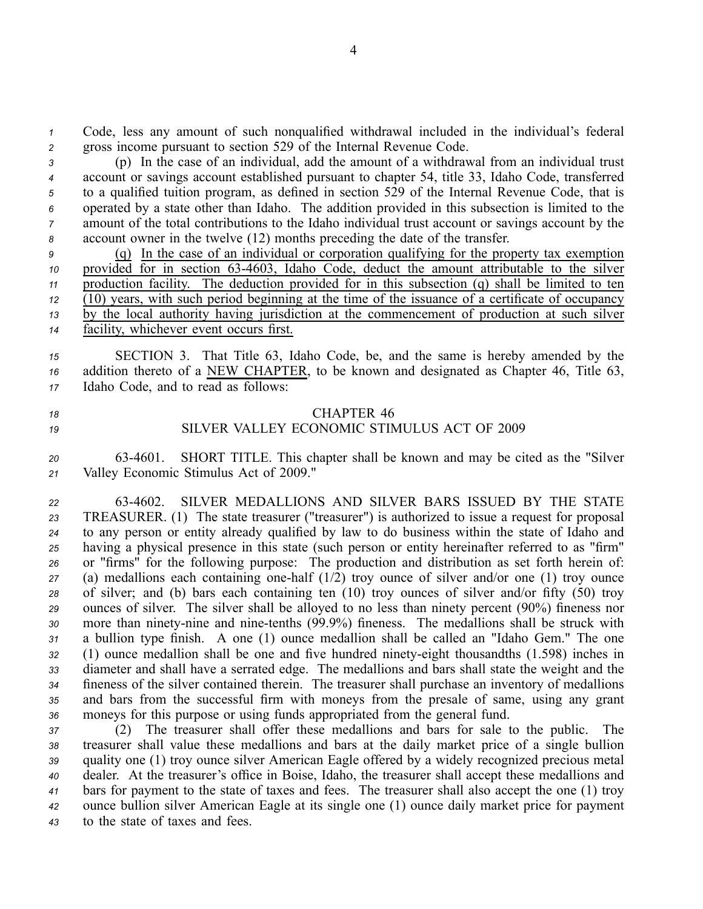Code, less any amount of such nonqualified withdrawal included in the individual's federal gross income pursuant to section 529 of the Internal Revenue Code.

(p) In the case of an individual, add the amount of a withdrawal from an individual trust account or savings account established pursuant to chapter 54, title 33, Idaho Code, transferred to a qualified tuition program, as defined in section 529 of the Internal Revenue Code, that is operated by a state other than Idaho. The addition provided in this subsection is limited to the amount of the total contributions to the Idaho individual trust account or savings account by the account owner in the twelve (12) months preceding the date of the transfer.

(q) In the case of an individual or corporation qualifying for the property tax exemption provided for in section 63-4603, Idaho Code, deduct the amount attributable to the silver production facility. The deduction provided for in this subsection (q) shall be limited to ten (10) years, with such period beginning at the time of the issuance of a certificate of occupancy by the local authority having jurisdiction at the commencement of production at such silver facility, whichever event occurs first.

SECTION 3. That Title 63, Idaho Code, be, and the same is hereby amended by the addition thereto of a NEW CHAPTER, to be known and designated as Chapter 46, Title 63, Idaho Code, and to read as follows:

## CHAPTER 46
## SILVER VALLEY ECONOMIC STIMULUS ACT OF 2009

63-4601. SHORT TITLE. This chapter shall be known and may be cited as the "Silver Valley Economic Stimulus Act of 2009."

63-4602. SILVER MEDALLIONS AND SILVER BARS ISSUED BY THE STATE TREASURER. (1) The state treasurer ("treasurer") is authorized to issue a request for proposal to any person or entity already qualified by law to do business within the state of Idaho and having a physical presence in this state (such person or entity hereinafter referred to as "firm" or "firms" for the following purpose: The production and distribution as set forth herein of: (a) medallions each containing one-half (1/2) troy ounce of silver and/or one (1) troy ounce of silver; and (b) bars each containing ten (10) troy ounces of silver and/or fifty (50) troy ounces of silver. The silver shall be alloyed to no less than ninety percent (90%) fineness nor more than ninety-nine and nine-tenths (99.9%) fineness. The medallions shall be struck with a bullion type finish. A one (1) ounce medallion shall be called an "Idaho Gem." The one (1) ounce medallion shall be one and five hundred ninety-eight thousandths (1.598) inches in diameter and shall have a serrated edge. The medallions and bars shall state the weight and the fineness of the silver contained therein. The treasurer shall purchase an inventory of medallions and bars from the successful firm with moneys from the presale of same, using any grant moneys for this purpose or using funds appropriated from the general fund.

(2) The treasurer shall offer these medallions and bars for sale to the public. The treasurer shall value these medallions and bars at the daily market price of a single bullion quality one (1) troy ounce silver American Eagle offered by a widely recognized precious metal dealer. At the treasurer's office in Boise, Idaho, the treasurer shall accept these medallions and bars for payment to the state of taxes and fees. The treasurer shall also accept the one (1) troy ounce bullion silver American Eagle at its single one (1) ounce daily market price for payment to the state of taxes and fees.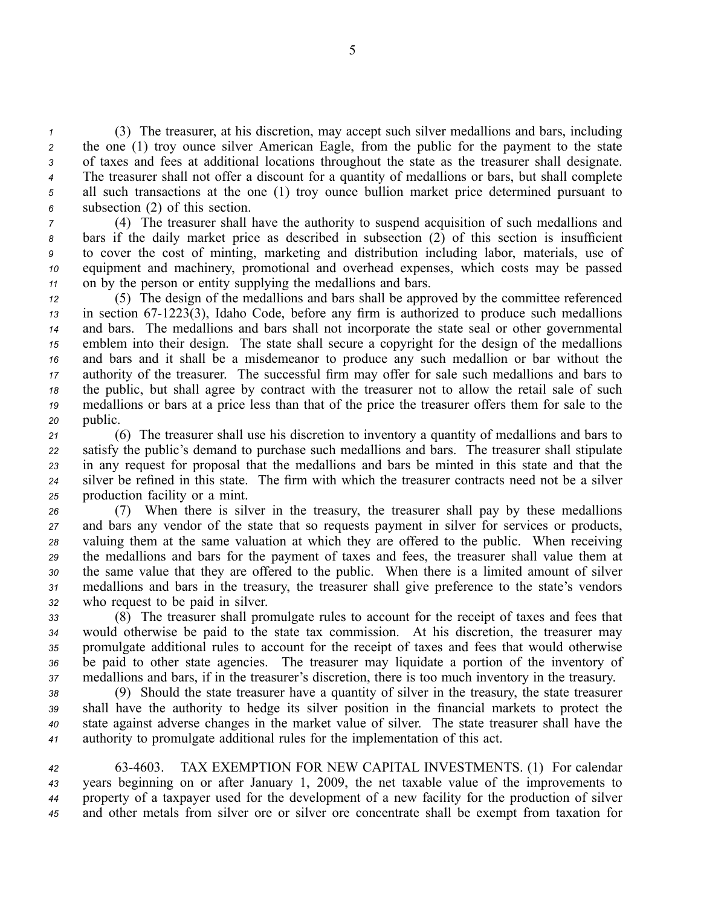(3) The treasurer, at his discretion, may accept such silver medallions and bars, including the one (1) troy ounce silver American Eagle, from the public for the payment to the state of taxes and fees at additional locations throughout the state as the treasurer shall designate. The treasurer shall not offer a discount for a quantity of medallions or bars, but shall complete all such transactions at the one (1) troy ounce bullion market price determined pursuant to subsection (2) of this section.

(4) The treasurer shall have the authority to suspend acquisition of such medallions and bars if the daily market price as described in subsection (2) of this section is insufficient to cover the cost of minting, marketing and distribution including labor, materials, use of equipment and machinery, promotional and overhead expenses, which costs may be passed on by the person or entity supplying the medallions and bars.

(5) The design of the medallions and bars shall be approved by the committee referenced in section 67-1223(3), Idaho Code, before any firm is authorized to produce such medallions and bars. The medallions and bars shall not incorporate the state seal or other governmental emblem into their design. The state shall secure a copyright for the design of the medallions and bars and it shall be a misdemeanor to produce any such medallion or bar without the authority of the treasurer. The successful firm may offer for sale such medallions and bars to the public, but shall agree by contract with the treasurer not to allow the retail sale of such medallions or bars at a price less than that of the price the treasurer offers them for sale to the public.

(6) The treasurer shall use his discretion to inventory a quantity of medallions and bars to satisfy the public's demand to purchase such medallions and bars. The treasurer shall stipulate in any request for proposal that the medallions and bars be minted in this state and that the silver be refined in this state. The firm with which the treasurer contracts need not be a silver production facility or a mint.

(7) When there is silver in the treasury, the treasurer shall pay by these medallions and bars any vendor of the state that so requests payment in silver for services or products, valuing them at the same valuation at which they are offered to the public. When receiving the medallions and bars for the payment of taxes and fees, the treasurer shall value them at the same value that they are offered to the public. When there is a limited amount of silver medallions and bars in the treasury, the treasurer shall give preference to the state's vendors who request to be paid in silver.

(8) The treasurer shall promulgate rules to account for the receipt of taxes and fees that would otherwise be paid to the state tax commission. At his discretion, the treasurer may promulgate additional rules to account for the receipt of taxes and fees that would otherwise be paid to other state agencies. The treasurer may liquidate a portion of the inventory of medallions and bars, if in the treasurer's discretion, there is too much inventory in the treasury.

(9) Should the state treasurer have a quantity of silver in the treasury, the state treasurer shall have the authority to hedge its silver position in the financial markets to protect the state against adverse changes in the market value of silver. The state treasurer shall have the authority to promulgate additional rules for the implementation of this act.

63-4603. TAX EXEMPTION FOR NEW CAPITAL INVESTMENTS. (1) For calendar years beginning on or after January 1, 2009, the net taxable value of the improvements to property of a taxpayer used for the development of a new facility for the production of silver and other metals from silver ore or silver ore concentrate shall be exempt from taxation for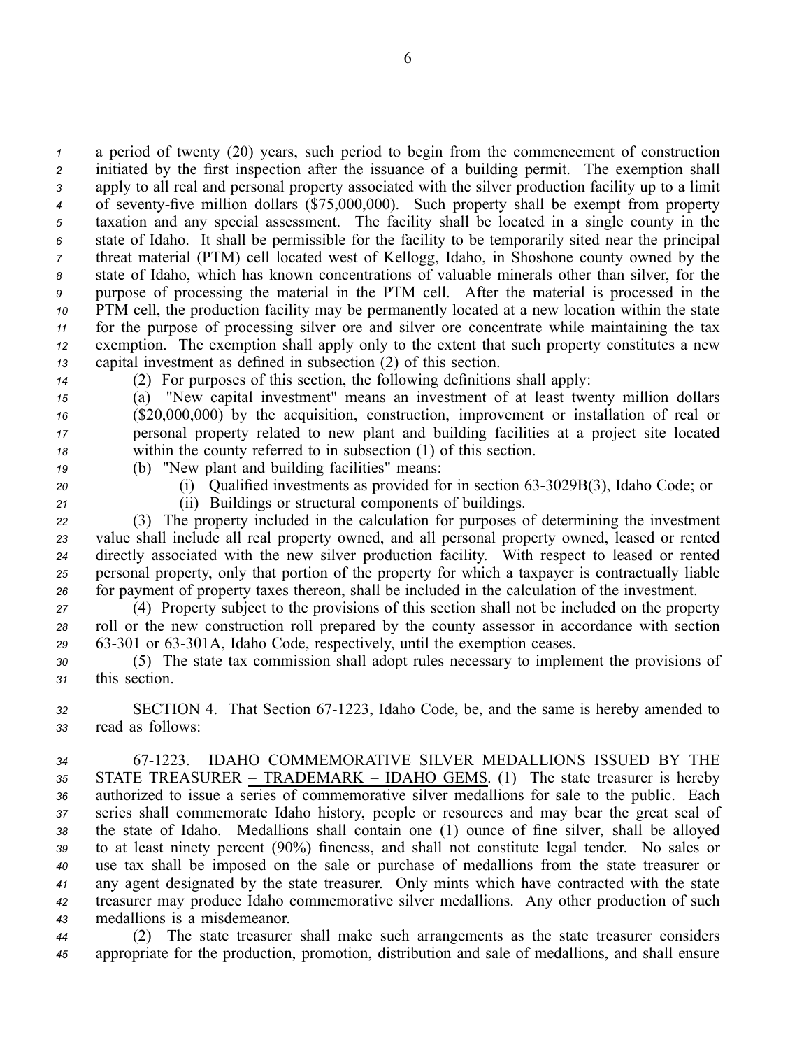a period of twenty (20) years, such period to begin from the commencement of construction initiated by the first inspection after the issuance of a building permit. The exemption shall apply to all real and personal property associated with the silver production facility up to a limit of seventy-five million dollars ($75,000,000). Such property shall be exempt from property taxation and any special assessment. The facility shall be located in a single county in the state of Idaho. It shall be permissible for the facility to be temporarily sited near the principal threat material (PTM) cell located west of Kellogg, Idaho, in Shoshone county owned by the state of Idaho, which has known concentrations of valuable minerals other than silver, for the purpose of processing the material in the PTM cell. After the material is processed in the PTM cell, the production facility may be permanently located at a new location within the state for the purpose of processing silver ore and silver ore concentrate while maintaining the tax exemption. The exemption shall apply only to the extent that such property constitutes a new capital investment as defined in subsection (2) of this section.

(2) For purposes of this section, the following definitions shall apply:

(a) "New capital investment" means an investment of at least twenty million dollars ($20,000,000) by the acquisition, construction, improvement or installation of real or personal property related to new plant and building facilities at a project site located within the county referred to in subsection (1) of this section.

(b) "New plant and building facilities" means:

(i) Qualified investments as provided for in section 63-3029B(3), Idaho Code; or

(ii) Buildings or structural components of buildings.

(3) The property included in the calculation for purposes of determining the investment value shall include all real property owned, and all personal property owned, leased or rented directly associated with the new silver production facility. With respect to leased or rented personal property, only that portion of the property for which a taxpayer is contractually liable for payment of property taxes thereon, shall be included in the calculation of the investment.

(4) Property subject to the provisions of this section shall not be included on the property roll or the new construction roll prepared by the county assessor in accordance with section 63-301 or 63-301A, Idaho Code, respectively, until the exemption ceases.

(5) The state tax commission shall adopt rules necessary to implement the provisions of this section.

SECTION 4. That Section 67-1223, Idaho Code, be, and the same is hereby amended to read as follows:

67-1223. IDAHO COMMEMORATIVE SILVER MEDALLIONS ISSUED BY THE STATE TREASURER – TRADEMARK – IDAHO GEMS. (1) The state treasurer is hereby authorized to issue a series of commemorative silver medallions for sale to the public. Each series shall commemorate Idaho history, people or resources and may bear the great seal of the state of Idaho. Medallions shall contain one (1) ounce of fine silver, shall be alloyed to at least ninety percent (90%) fineness, and shall not constitute legal tender. No sales or use tax shall be imposed on the sale or purchase of medallions from the state treasurer or any agent designated by the state treasurer. Only mints which have contracted with the state treasurer may produce Idaho commemorative silver medallions. Any other production of such medallions is a misdemeanor.

(2) The state treasurer shall make such arrangements as the state treasurer considers appropriate for the production, promotion, distribution and sale of medallions, and shall ensure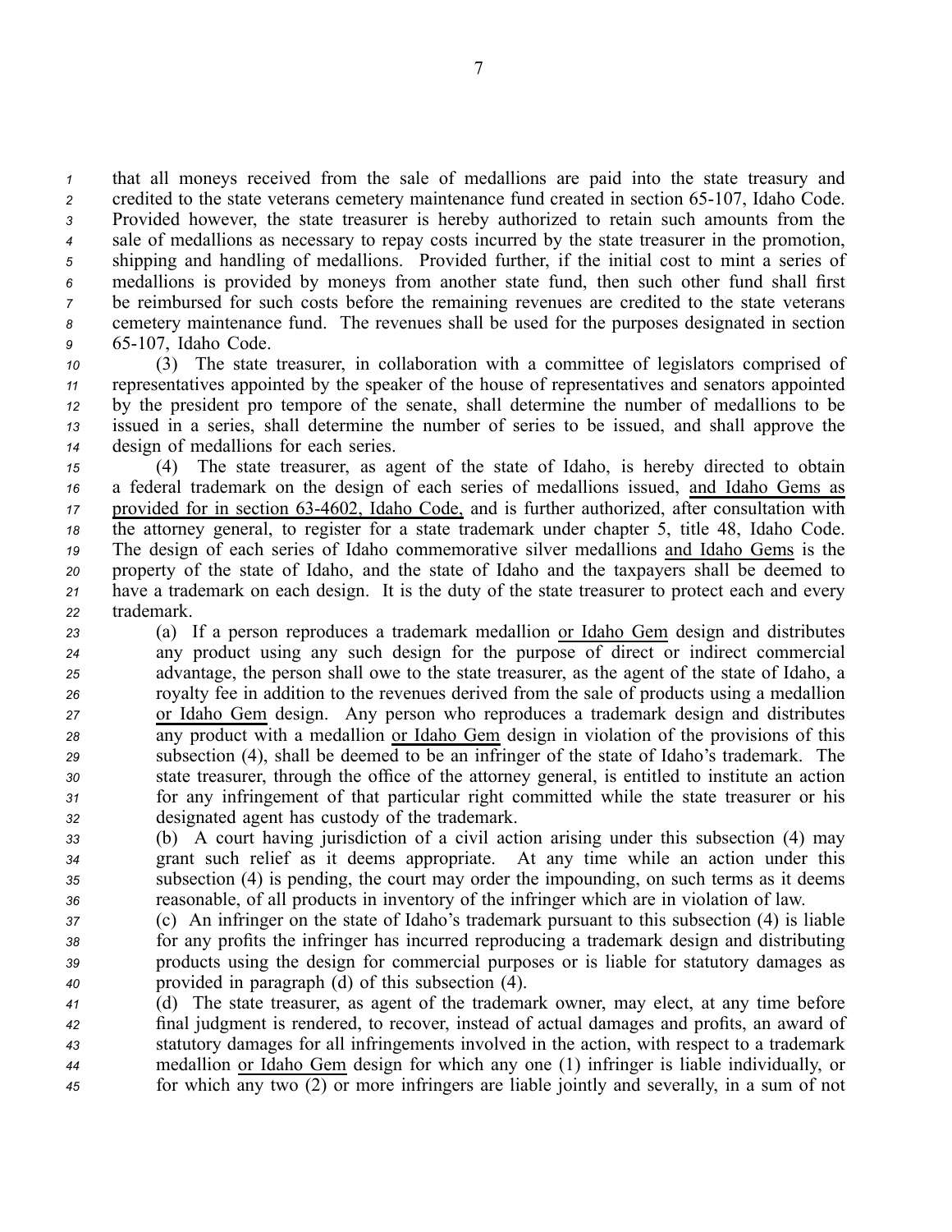that all moneys received from the sale of medallions are paid into the state treasury and credited to the state veterans cemetery maintenance fund created in section 65-107, Idaho Code. Provided however, the state treasurer is hereby authorized to retain such amounts from the sale of medallions as necessary to repay costs incurred by the state treasurer in the promotion, shipping and handling of medallions. Provided further, if the initial cost to mint a series of medallions is provided by moneys from another state fund, then such other fund shall first be reimbursed for such costs before the remaining revenues are credited to the state veterans cemetery maintenance fund. The revenues shall be used for the purposes designated in section 65-107, Idaho Code.

(3) The state treasurer, in collaboration with a committee of legislators comprised of representatives appointed by the speaker of the house of representatives and senators appointed by the president pro tempore of the senate, shall determine the number of medallions to be issued in a series, shall determine the number of series to be issued, and shall approve the design of medallions for each series.

(4) The state treasurer, as agent of the state of Idaho, is hereby directed to obtain a federal trademark on the design of each series of medallions issued, <u>and Idaho Gems as provided for in section 63-4602, Idaho Code,</u> and is further authorized, after consultation with the attorney general, to register for a state trademark under chapter 5, title 48, Idaho Code. The design of each series of Idaho commemorative silver medallions <u>and Idaho Gems</u> is the property of the state of Idaho, and the state of Idaho and the taxpayers shall be deemed to have a trademark on each design. It is the duty of the state treasurer to protect each and every trademark.

(a) If a person reproduces a trademark medallion <u>or Idaho Gem</u> design and distributes any product using any such design for the purpose of direct or indirect commercial advantage, the person shall owe to the state treasurer, as the agent of the state of Idaho, a royalty fee in addition to the revenues derived from the sale of products using a medallion <u>or Idaho Gem</u> design. Any person who reproduces a trademark design and distributes any product with a medallion <u>or Idaho Gem</u> design in violation of the provisions of this subsection (4), shall be deemed to be an infringer of the state of Idaho's trademark. The state treasurer, through the office of the attorney general, is entitled to institute an action for any infringement of that particular right committed while the state treasurer or his designated agent has custody of the trademark.

(b) A court having jurisdiction of a civil action arising under this subsection (4) may grant such relief as it deems appropriate. At any time while an action under this subsection (4) is pending, the court may order the impounding, on such terms as it deems reasonable, of all products in inventory of the infringer which are in violation of law.

(c) An infringer on the state of Idaho's trademark pursuant to this subsection (4) is liable for any profits the infringer has incurred reproducing a trademark design and distributing products using the design for commercial purposes or is liable for statutory damages as provided in paragraph (d) of this subsection (4).

(d) The state treasurer, as agent of the trademark owner, may elect, at any time before final judgment is rendered, to recover, instead of actual damages and profits, an award of statutory damages for all infringements involved in the action, with respect to a trademark medallion <u>or Idaho Gem</u> design for which any one (1) infringer is liable individually, or for which any two (2) or more infringers are liable jointly and severally, in a sum of not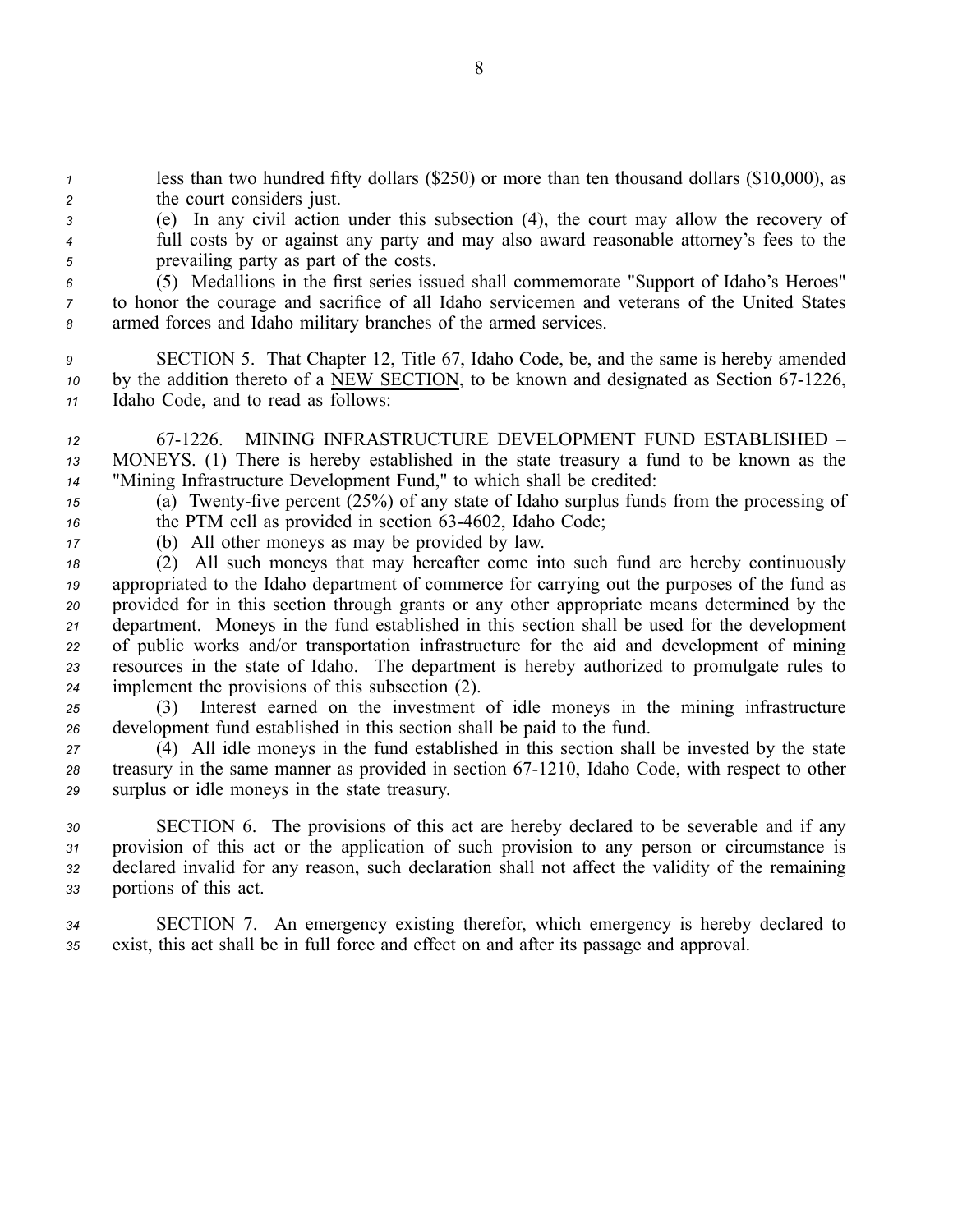less than two hundred fifty dollars ($250) or more than ten thousand dollars ($10,000), as the court considers just.

(e) In any civil action under this subsection (4), the court may allow the recovery of full costs by or against any party and may also award reasonable attorney's fees to the prevailing party as part of the costs.

(5) Medallions in the first series issued shall commemorate "Support of Idaho's Heroes" to honor the courage and sacrifice of all Idaho servicemen and veterans of the United States armed forces and Idaho military branches of the armed services.

SECTION 5. That Chapter 12, Title 67, Idaho Code, be, and the same is hereby amended by the addition thereto of a NEW SECTION, to be known and designated as Section 67-1226, Idaho Code, and to read as follows:

67-1226. MINING INFRASTRUCTURE DEVELOPMENT FUND ESTABLISHED – MONEYS. (1) There is hereby established in the state treasury a fund to be known as the "Mining Infrastructure Development Fund," to which shall be credited:

(a) Twenty-five percent (25%) of any state of Idaho surplus funds from the processing of the PTM cell as provided in section 63-4602, Idaho Code;

(b) All other moneys as may be provided by law.

(2) All such moneys that may hereafter come into such fund are hereby continuously appropriated to the Idaho department of commerce for carrying out the purposes of the fund as provided for in this section through grants or any other appropriate means determined by the department. Moneys in the fund established in this section shall be used for the development of public works and/or transportation infrastructure for the aid and development of mining resources in the state of Idaho. The department is hereby authorized to promulgate rules to implement the provisions of this subsection (2).

(3) Interest earned on the investment of idle moneys in the mining infrastructure development fund established in this section shall be paid to the fund.

(4) All idle moneys in the fund established in this section shall be invested by the state treasury in the same manner as provided in section 67-1210, Idaho Code, with respect to other surplus or idle moneys in the state treasury.

SECTION 6. The provisions of this act are hereby declared to be severable and if any provision of this act or the application of such provision to any person or circumstance is declared invalid for any reason, such declaration shall not affect the validity of the remaining portions of this act.

SECTION 7. An emergency existing therefor, which emergency is hereby declared to exist, this act shall be in full force and effect on and after its passage and approval.